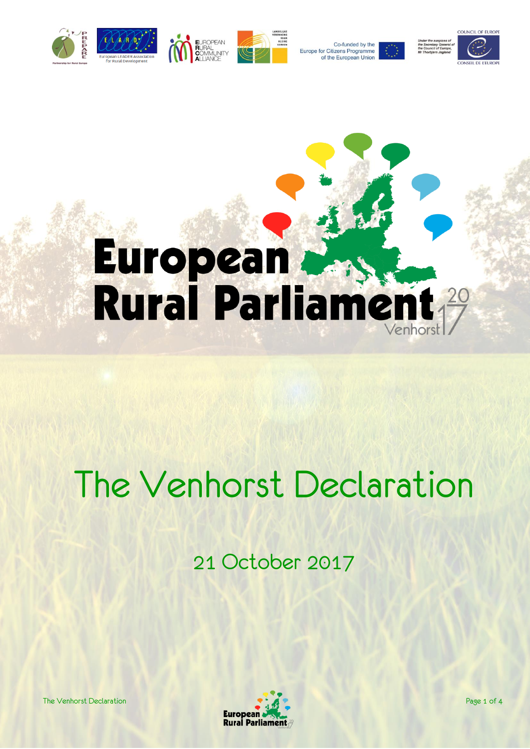Co-funded by the Europe for Citizens Programme of the European Union

*Under the auspices of the Secretary General of the Council of Europe, Mr Thorbjørn Jagland*

# European Rural Parliament 2017 Venhorst

# The Venhorst Declaration

## 21 October 2017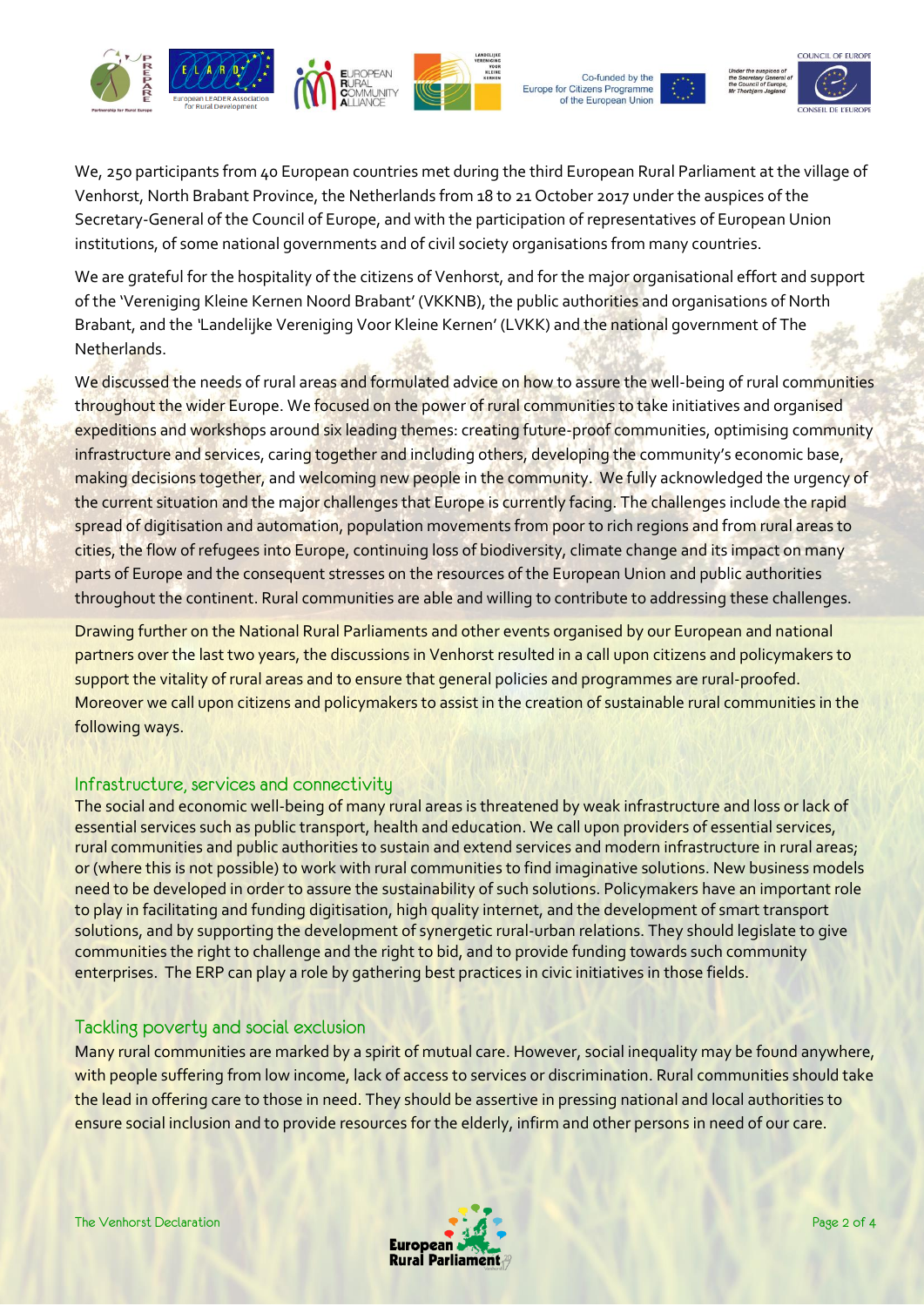We, 250 participants from 40 European countries met during the third European Rural Parliament at the village of Venhorst, North Brabant Province, the Netherlands from 18 to 21 October 2017 under the auspices of the Secretary-General of the Council of Europe, and with the participation of representatives of European Union institutions, of some national governments and of civil society organisations from many countries.

We are grateful for the hospitality of the citizens of Venhorst, and for the major organisational effort and support of the 'Vereniging Kleine Kernen Noord Brabant' (VKKNB), the public authorities and organisations of North Brabant, and the 'Landelijke Vereniging Voor Kleine Kernen' (LVKK) and the national government of The Netherlands.

We discussed the needs of rural areas and formulated advice on how to assure the well-being of rural communities throughout the wider Europe. We focused on the power of rural communities to take initiatives and organised expeditions and workshops around six leading themes: creating future-proof communities, optimising community infrastructure and services, caring together and including others, developing the community's economic base, making decisions together, and welcoming new people in the community. We fully acknowledged the urgency of the current situation and the major challenges that Europe is currently facing. The challenges include the rapid spread of digitisation and automation, population movements from poor to rich regions and from rural areas to cities, the flow of refugees into Europe, continuing loss of biodiversity, climate change and its impact on many parts of Europe and the consequent stresses on the resources of the European Union and public authorities throughout the continent. Rural communities are able and willing to contribute to addressing these challenges.

Drawing further on the National Rural Parliaments and other events organised by our European and national partners over the last two years, the discussions in Venhorst resulted in a call upon citizens and policymakers to support the vitality of rural areas and to ensure that general policies and programmes are rural-proofed. Moreover we call upon citizens and policymakers to assist in the creation of sustainable rural communities in the following ways.

## Infrastructure, services and connectivity

The social and economic well-being of many rural areas is threatened by weak infrastructure and loss or lack of essential services such as public transport, health and education. We call upon providers of essential services, rural communities and public authorities to sustain and extend services and modern infrastructure in rural areas; or (where this is not possible) to work with rural communities to find imaginative solutions. New business models need to be developed in order to assure the sustainability of such solutions. Policymakers have an important role to play in facilitating and funding digitisation, high quality internet, and the development of smart transport solutions, and by supporting the development of synergetic rural-urban relations. They should legislate to give communities the right to challenge and the right to bid, and to provide funding towards such community enterprises. The ERP can play a role by gathering best practices in civic initiatives in those fields.

## Tackling poverty and social exclusion

Many rural communities are marked by a spirit of mutual care. However, social inequality may be found anywhere, with people suffering from low income, lack of access to services or discrimination. Rural communities should take the lead in offering care to those in need. They should be assertive in pressing national and local authorities to ensure social inclusion and to provide resources for the elderly, infirm and other persons in need of our care.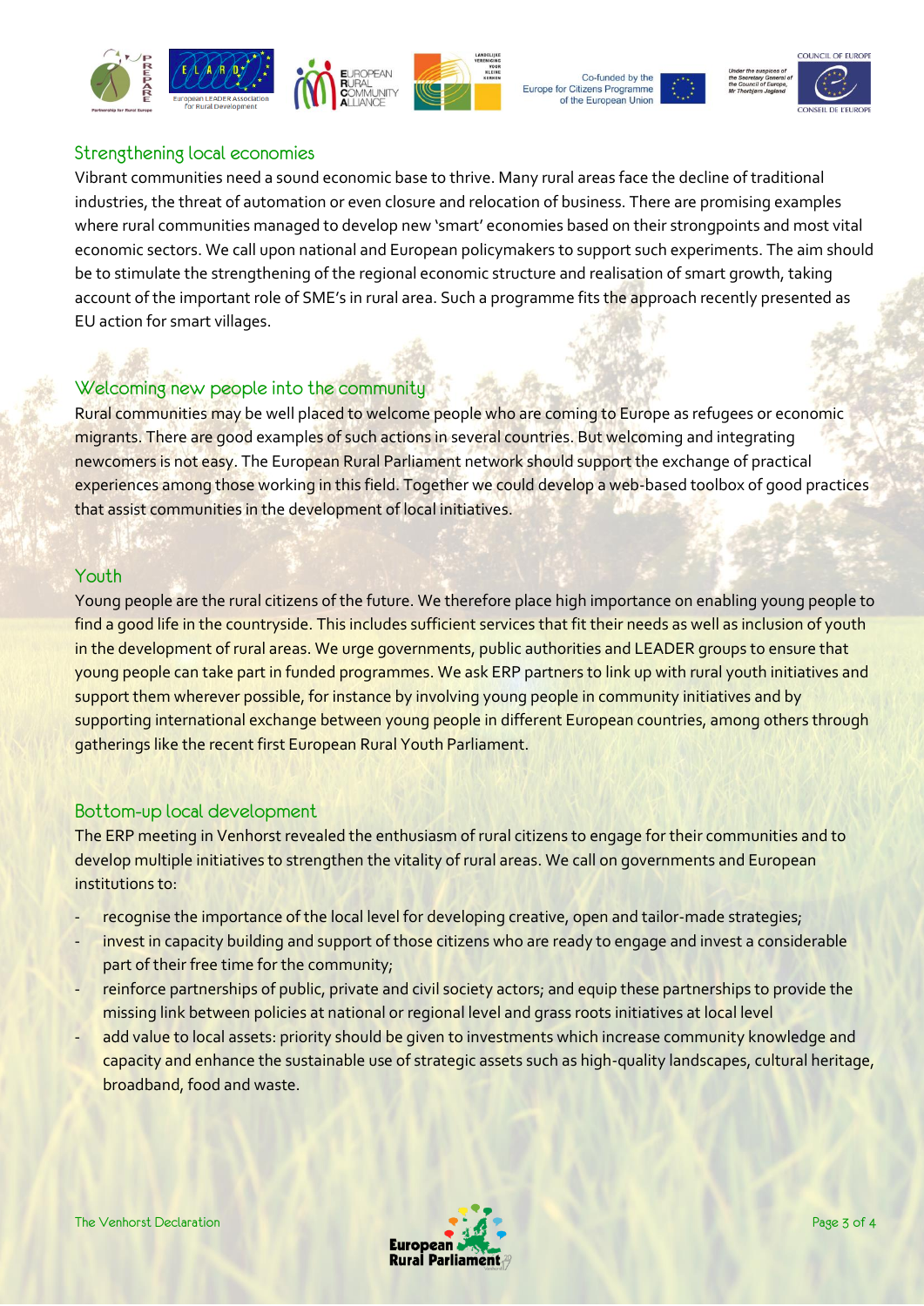## Strengthening local economies

Vibrant communities need a sound economic base to thrive. Many rural areas face the decline of traditional industries, the threat of automation or even closure and relocation of business. There are promising examples where rural communities managed to develop new 'smart' economies based on their strongpoints and most vital economic sectors. We call upon national and European policymakers to support such experiments. The aim should be to stimulate the strengthening of the regional economic structure and realisation of smart growth, taking account of the important role of SME's in rural area. Such a programme fits the approach recently presented as EU action for smart villages.

## Welcoming new people into the community

Rural communities may be well placed to welcome people who are coming to Europe as refugees or economic migrants. There are good examples of such actions in several countries. But welcoming and integrating newcomers is not easy. The European Rural Parliament network should support the exchange of practical experiences among those working in this field. Together we could develop a web-based toolbox of good practices that assist communities in the development of local initiatives.

## Youth

Young people are the rural citizens of the future. We therefore place high importance on enabling young people to find a good life in the countryside. This includes sufficient services that fit their needs as well as inclusion of youth in the development of rural areas. We urge governments, public authorities and LEADER groups to ensure that young people can take part in funded programmes. We ask ERP partners to link up with rural youth initiatives and support them wherever possible, for instance by involving young people in community initiatives and by supporting international exchange between young people in different European countries, among others through gatherings like the recent first European Rural Youth Parliament.

## Bottom-up local development

The ERP meeting in Venhorst revealed the enthusiasm of rural citizens to engage for their communities and to develop multiple initiatives to strengthen the vitality of rural areas. We call on governments and European institutions to:

- recognise the importance of the local level for developing creative, open and tailor-made strategies;
- invest in capacity building and support of those citizens who are ready to engage and invest a considerable part of their free time for the community;
- reinforce partnerships of public, private and civil society actors; and equip these partnerships to provide the missing link between policies at national or regional level and grass roots initiatives at local level
- add value to local assets: priority should be given to investments which increase community knowledge and capacity and enhance the sustainable use of strategic assets such as high-quality landscapes, cultural heritage, broadband, food and waste.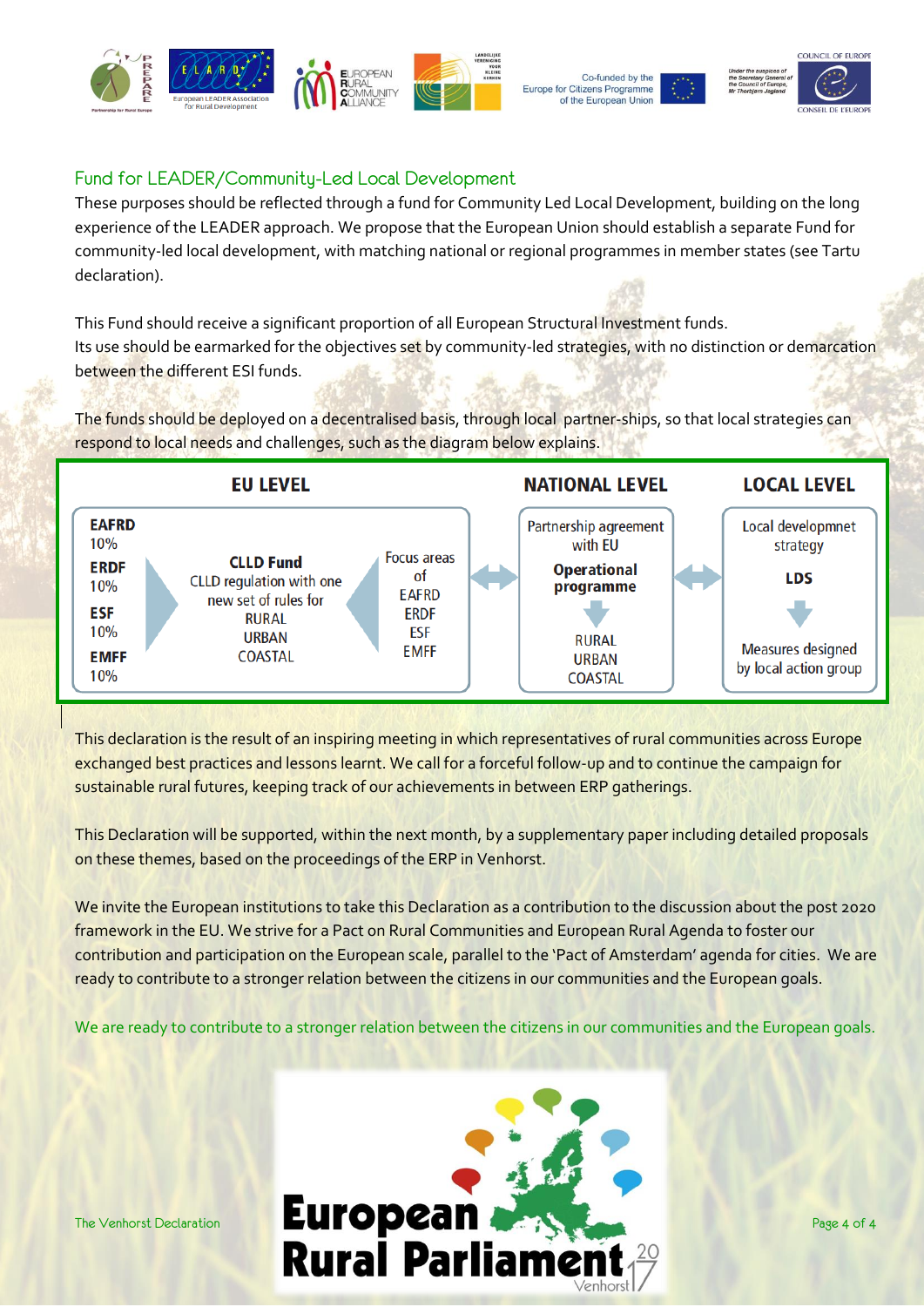## Fund for LEADER/Community-Led Local Development

These purposes should be reflected through a fund for Community Led Local Development, building on the long experience of the LEADER approach. We propose that the European Union should establish a separate Fund for community-led local development, with matching national or regional programmes in member states (see Tartu declaration).

This Fund should receive a significant proportion of all European Structural Investment funds.
Its use should be earmarked for the objectives set by community-led strategies, with no distinction or demarcation between the different ESI funds.

The funds should be deployed on a decentralised basis, through local partner-ships, so that local strategies can respond to local needs and challenges, such as the diagram below explains.

EU LEVEL

EAFRD 10%
ERDF 10%
ESF 10%
EMFF 10%

CLLD Fund
CLLD regulation with one new set of rules for
RURAL
URBAN
COASTAL

Focus areas of
EAFRD
ERDF
ESF
EMFF

NATIONAL LEVEL

Partnership agreement with EU
Operational programme
RURAL
URBAN
COASTAL

LOCAL LEVEL

Local developmnet strategy
LDS
Measures designed by local action group

This declaration is the result of an inspiring meeting in which representatives of rural communities across Europe exchanged best practices and lessons learnt. We call for a forceful follow-up and to continue the campaign for sustainable rural futures, keeping track of our achievements in between ERP gatherings.

This Declaration will be supported, within the next month, by a supplementary paper including detailed proposals on these themes, based on the proceedings of the ERP in Venhorst.

We invite the European institutions to take this Declaration as a contribution to the discussion about the post 2020 framework in the EU. We strive for a Pact on Rural Communities and European Rural Agenda to foster our contribution and participation on the European scale, parallel to the 'Pact of Amsterdam' agenda for cities. We are ready to contribute to a stronger relation between the citizens in our communities and the European goals.

We are ready to contribute to a stronger relation between the citizens in our communities and the European goals.